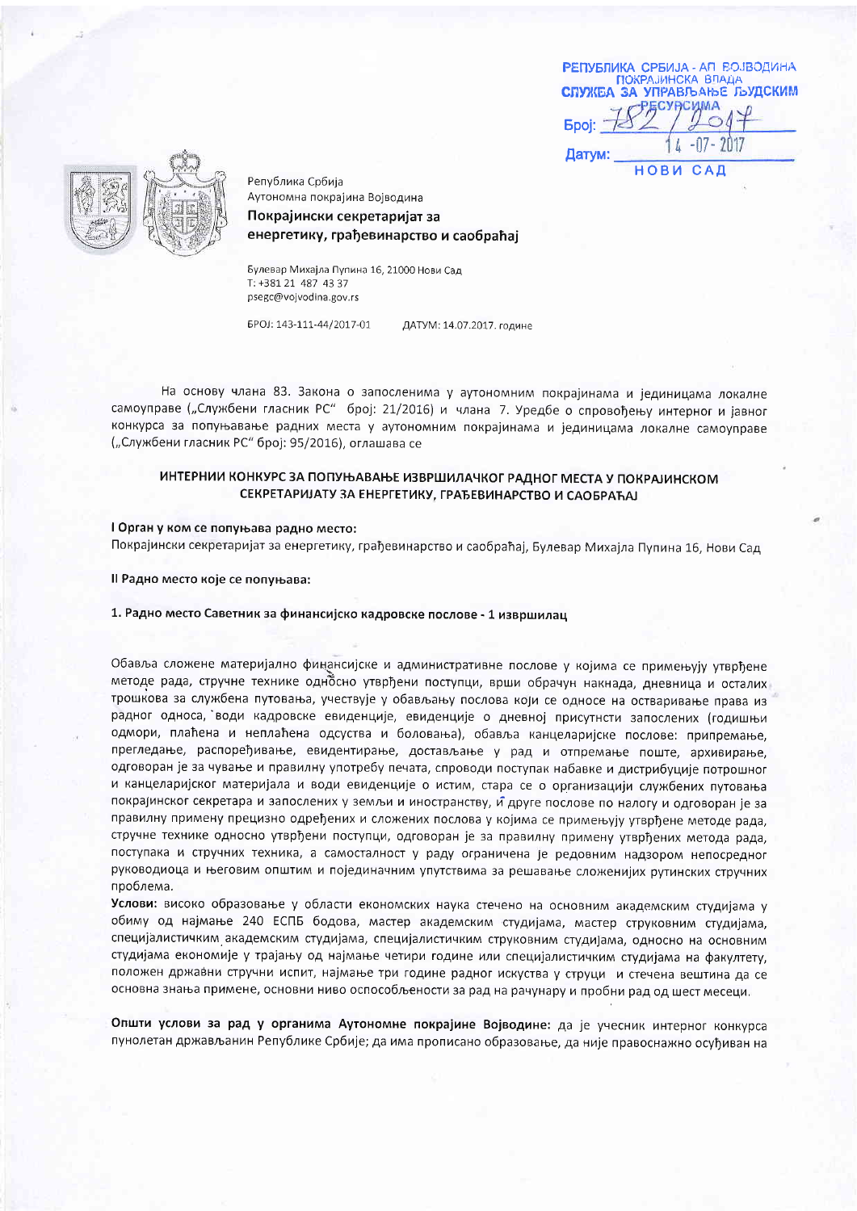РЕПУБЛИКА СРБИЈА - АП ВОЈВОДИНА
ПОКРАЈИНСКА ВЛАДА
СЛУЖБА ЗА УПРАВЉАЊЕ ЉУДСКИМ РЕСУРСИМА
Број: 782/2017
Датум: 14-07-2017
НОВИ САД

Република Србија
Аутономна покрајина Војводина
**Покрајински секретаријат за енергетику, грађевинарство и саобраћај**

Булевар Михајла Пупина 16, 21000 Нови Сад
Т: +381 21 487 43 37
psegc@vojvodina.gov.rs

БРОЈ: 143-111-44/2017-01 ДАТУМ: 14.07.2017. године

На основу члана 83. Закона о запосленима у аутономним покрајинама и јединицама локалне самоуправе („Службени гласник РС" број: 21/2016) и члана 7. Уредбе о спровођењу интерног и јавног конкурса за попуњавање радних места у аутономним покрајинама и јединицама локалне самоуправе („Службени гласник РС" број: 95/2016), оглашава се

## ИНТЕРНИИ КОНКУРС ЗА ПОПУЊАВАЊЕ ИЗВРШИЛАЧКОГ РАДНОГ МЕСТА У ПОКРАЈИНСКОМ СЕКРЕТАРИЈАТУ ЗА ЕНЕРГЕТИКУ, ГРАЂЕВИНАРСТВО И САОБРАЋАЈ

**I Орган у ком се попуњава радно место:**
Покрајински секретаријат за енергетику, грађевинарство и саобраћај, Булевар Михајла Пупина 16, Нови Сад

**II Радно место које се попуњава:**

**1. Радно место Саветник за финансијско кадровске послове - 1 извршилац**

Обавља сложене материјално финансијске и административне послове у којима се примењују утврђене методе рада, стручне технике односно утврђени поступци, врши обрачун накнада, дневница и осталих трошкова за службена путовања, учествује у обављању послова који се односе на остваривање права из радног односа, води кадровске евиденције, евиденције о дневној присутнсти запослених (годишњи одмори, плаћена и неплаћена одсуства и боловања), обавља канцеларијске послове: припремање, прегледање, распоређивање, евидентирање, достављање у рад и отпремање поште, архивирање, одговоран је за чување и правилну употребу печата, спроводи поступак набавке и дистрибуције потрошног и канцеларијског материјала и води евиденције о истим, стара се о организацији службених путовања покрајинског секретара и запослених у земљи и иностранству, и друге послове по налогу и одговоран је за правилну примену прецизно одређених и сложених послова у којима се примењују утврђене методе рада, стручне технике односно утврђени поступци, одговоран је за правилну примену утврђених метода рада, поступака и стручних техника, а самосталност у раду ограничена је редовним надзором непосредног руководиоца и његовим општим и појединачним упутствима за решавање сложенијих рутинских стручних проблема.

**Услови:** високо образовање у области економских наука стечено на основним академским студијама у обиму од најмање 240 ЕСПБ бодова, мастер академским студијама, мастер струковним студијама, специјалистичким академским студијама, специјалистичким струковним студијама, односно на основним студијама економије у трајању од најмање четири године или специјалистичким студијама на факултету, положен државни стручни испит, најмање три године радног искуства у струци и стечена вештина да се основна знања примене, основни ниво оспособљености за рад на рачунару и пробни рад од шест месеци.

**Општи услови за рад у органима Аутономне покрајине Војводине:** да је учесник интерног конкурса пунолетан држављанин Републике Србије; да има прописано образовање, да није правоснажно осуђиван на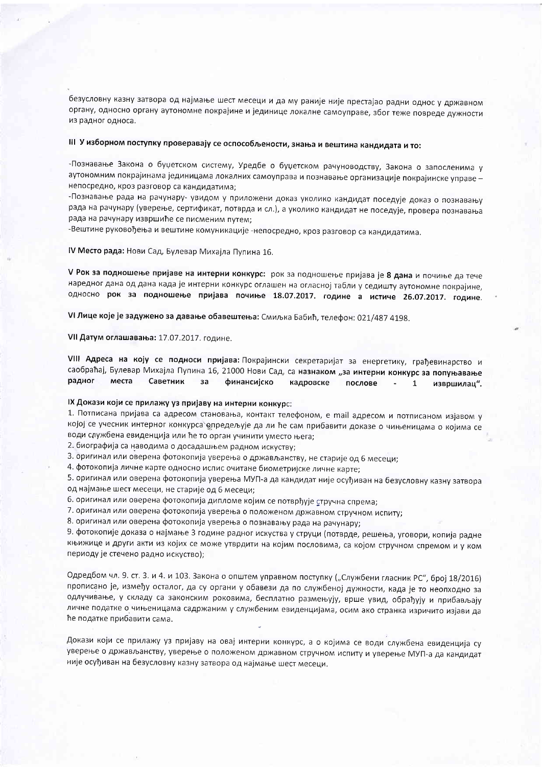безусловну казну затвора од најмање шест месеци и да му раније није престајао радни однос у државном органу, односно органу аутономне покрајине и јединице локалне самоуправе, због теже повреде дужности из радног односа.

**III У изборном поступку проверавају се оспособљености, знања и вештина кандидата и то:**

-Познавање Закона о буџетском систему, Уредбе о буџетском рачуноводству, Закона о запосленима у аутономним покрајинама јединицама локалних самоуправа и познавање организације покрајинске управе – непосредно, кроз разговор са кандидатима;

-Познавање рада на рачунару- увидом у приложени доказ уколико кандидат поседује доказ о познавању рада на рачунару (уверење, сертификат, потврда и сл.), а уколико кандидат не поседује, провера познавања рада на рачунару извршиће се писменим путем;

-Вештине руковођења и вештине комуникације -непосредно, кроз разговор са кандидатима.

**IV Место рада:** Нови Сад, Булевар Михајла Пупина 16.

**V Рок за подношење пријаве на интерни конкурс:** рок за подношење пријава је **8 дана** и почиње да тече наредног дана од дана када је интерни конкурс оглашен на огласној табли у седишту аутономне покрајине, односно **рок за подношење пријава почиње 18.07.2017. године а истиче 26.07.2017. године**.

**VI Лице које је задужено за давање обавештења:** Смиљка Бабић, телефон: 021/487 4198.

**VII Датум оглашавања:** 17.07.2017. године.

**VIII Адреса на коју се подноси пријава:** Покрајински секретаријат за енергетику, грађевинарство и саобраћај, Булевар Михајла Пупина 16, 21000 Нови Сад, са **назнаком „за интерни конкурс за попуњавање радног места Саветник за финансијско кадровске послове - 1 извршилац".**

**IX Докази који се прилажу уз пријаву на интерни конкурс:**

1. Потписана пријава са адресом становања, контакт телефоном, е mail адресом и потписаном изјавом у којој се учесник интерног конкурса опредељује да ли ће сам прибавити доказе о чињеницама о којима се води службена евиденција или ће то орган учинити уместо њега;
2. биографија са наводима о досадашњем радном искуству;
3. оригинал или оверена фотокопија уверења о држављанству, не старије од 6 месеци;
4. фотокопија личне карте односно испис очитане биометријске личне карте;
5. оригинал или оверена фотокопија уверења МУП-а да кандидат није осуђиван на безусловну казну затвора од најмање шест месеци, не старије од 6 месеци;
6. оригинал или оверена фотокопија дипломе којим се потврђује стручна спрема;
7. оригинал или оверена фотокопија уверења о положеном државном стручном испиту;
8. оригинал или оверена фотокопија уверења о познавању рада на рачунару;
9. фотокопије доказа о најмање 3 године радног искуства у струци (потврде, решења, уговори, копија радне књижице и други акти из којих се може утврдити на којим пословима, са којом стручном спремом и у ком периоду је стечено радно искуство);

Одредбом чл. 9. ст. 3. и 4. и 103. Закона о општем управном поступку („Службени гласник РС", број 18/2016) прописано је, између осталог, да су органи у обавези да по службеној дужности, када је то неопходно за одлучивање, у складу са законским роковима, бесплатно размењују, врше увид, обрађују и прибављају личне податке о чињеницама садржаним у службеним евиденцијама, осим ако странка изричито изјави да ће податке прибавити сама.

Докази који се прилажу уз пријаву на овај интерни конкурс, а о којима се води службена евиденција су уверење о држављанству, уверење о положеном државном стручном испиту и уверење МУП-а да кандидат није осуђиван на безусловну казну затвора од најмање шест месеци.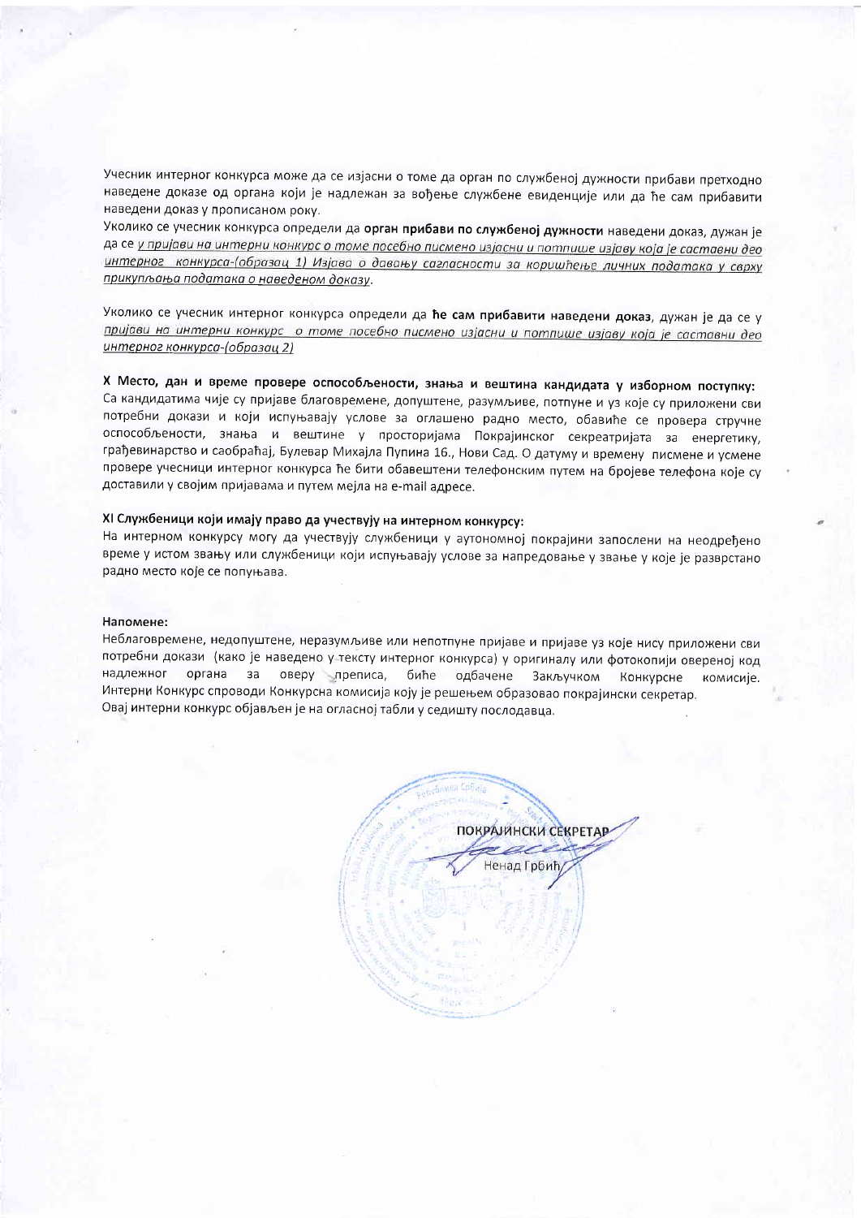Учесник интерног конкурса може да се изјасни о томе да орган по службеној дужности прибави претходно наведене доказе од органа који је надлежан за вођење службене евиденције или да ће сам прибавити наведени доказ у прописаном року.

Уколико се учесник конкурса определи да **орган прибави по службеној дужности** наведени доказ, дужан је да се *у пријави на интерни конкурс о томе посебно писмено изјасни и потпише изјаву која је саставни део интерног конкурса-(образац 1) Изјава о давању сагласности за коришћење личних података у сврху прикупљања података о наведеном доказу.*

Уколико се учесник интерног конкурса определи да **ће сам прибавити наведени доказ**, дужан је да се у *пријави на интерни конкурс о томе посебно писмено изјасни и потпише изјаву која је саставни део интерног конкурса-(образац 2)*

**X Место, дан и време провере оспособљености, знања и вештина кандидата у изборном поступку:**

Са кандидатима чије су пријаве благовремене, допуштене, разумљиве, потпуне и уз које су приложени сви потребни докази и који испуњавају услове за оглашено радно место, обавиће се провера стручне оспособљености, знања и вештине у просторијама Покрајинског секреатријата за енергетику, грађевинарство и саобраћај, Булевар Михајла Пупина 16., Нови Сад. О датуму и времену писмене и усмене провере учесници интерног конкурса ће бити обавештени телефонским путем на бројеве телефона које су доставили у својим пријавама и путем мејла на e-mail адресе.

**XI Службеници који имају право да учествују на интерном конкурсу:**

На интерном конкурсу могу да учествују службеници у аутономној покрајини запослени на неодређено време у истом звању или службеници који испуњавају услове за напредовање у звање у које је разврстано радно место које се попуњава.

**Напомене:**

Неблаговремене, недопуштене, неразумљиве или непотпуне пријаве и пријаве уз које нису приложени сви потребни докази (како је наведено у тексту интерног конкурса) у оригиналу или фотокопији овереној код надлежног органа за оверу преписа, биће одбачене Закључком Конкурсне комисије. Интерни Конкурс спроводи Конкурсна комисија коју је решењем образовао покрајински секретар.

Овај интерни конкурс објављен је на огласној табли у седишту послодавца.

ПОКРАЈИНСКИ СЕКРЕТАР

Ненад Грбић